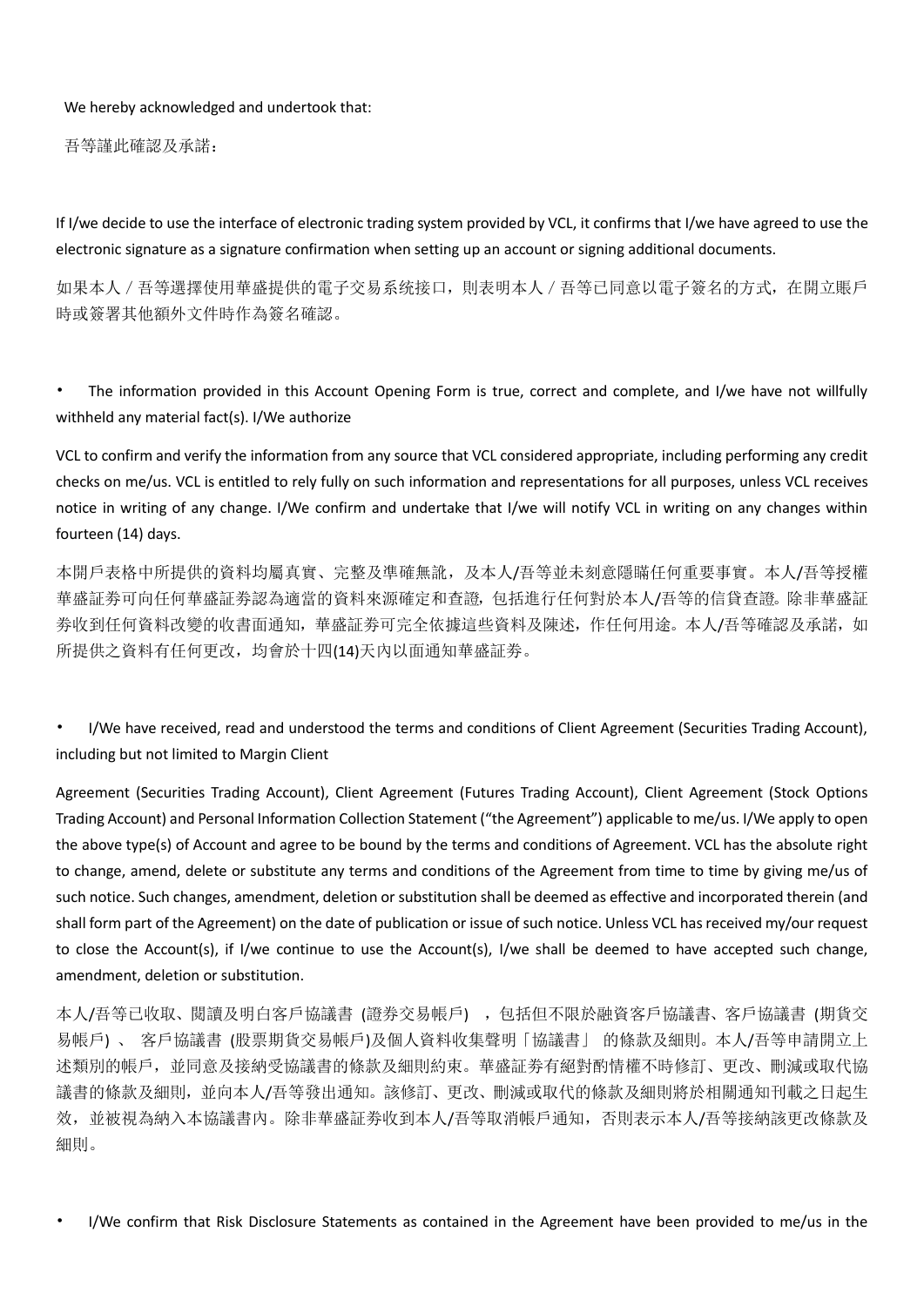We hereby acknowledged and undertook that:

吾等謹此確認及承諾：

If I/we decide to use the interface of electronic trading system provided by VCL, it confirms that I/we have agreed to use the electronic signature as a signature confirmation when setting up an account or signing additional documents.

如果本人／吾等選擇使用華盛提供的電子交易系统接口，則表明本人／吾等已同意以電子簽名的方式，在開立賬戶時或簽署其他額外文件時作為簽名確認。

- The information provided in this Account Opening Form is true, correct and complete, and I/we have not willfully withheld any material fact(s). I/We authorize

VCL to confirm and verify the information from any source that VCL considered appropriate, including performing any credit checks on me/us. VCL is entitled to rely fully on such information and representations for all purposes, unless VCL receives notice in writing of any change. I/We confirm and undertake that I/we will notify VCL in writing on any changes within fourteen (14) days.

本開戶表格中所提供的資料均屬真實、完整及準確無訛，及本人/吾等並未刻意隱瞞任何重要事實。本人/吾等授權華盛証券可向任何華盛証券認為適當的資料來源確定和查證，包括進行任何對於本人/吾等的信貸查證。除非華盛証券收到任何資料改變的收書面通知，華盛証券可完全依據這些資料及陳述，作任何用途。本人/吾等確認及承諾，如所提供之資料有任何更改，均會於十四(14)天內以面通知華盛証券。

- I/We have received, read and understood the terms and conditions of Client Agreement (Securities Trading Account), including but not limited to Margin Client

Agreement (Securities Trading Account), Client Agreement (Futures Trading Account), Client Agreement (Stock Options Trading Account) and Personal Information Collection Statement ("the Agreement") applicable to me/us. I/We apply to open the above type(s) of Account and agree to be bound by the terms and conditions of Agreement. VCL has the absolute right to change, amend, delete or substitute any terms and conditions of the Agreement from time to time by giving me/us of such notice. Such changes, amendment, deletion or substitution shall be deemed as effective and incorporated therein (and shall form part of the Agreement) on the date of publication or issue of such notice. Unless VCL has received my/our request to close the Account(s), if I/we continue to use the Account(s), I/we shall be deemed to have accepted such change, amendment, deletion or substitution.

本人/吾等已收取、閱讀及明白客戶協議書 (證券交易帳戶)，包括但不限於融資客戶協議書、客戶協議書 (期貨交易帳戶)、 客戶協議書 (股票期貨交易帳戶)及個人資料收集聲明「協議書」 的條款及細則。本人/吾等申請開立上述類別的帳戶，並同意及接納受協議書的條款及細則約束。華盛証券有絕對酌情權不時修訂、更改、刪減或取代協議書的條款及細則，並向本人/吾等發出通知。該修訂、更改、刪減或取代的條款及細則將於相關通知刊載之日起生效，並被視為納入本協議書內。除非華盛証券收到本人/吾等取消帳戶通知，否則表示本人/吾等接納該更改條款及細則。

- I/We confirm that Risk Disclosure Statements as contained in the Agreement have been provided to me/us in the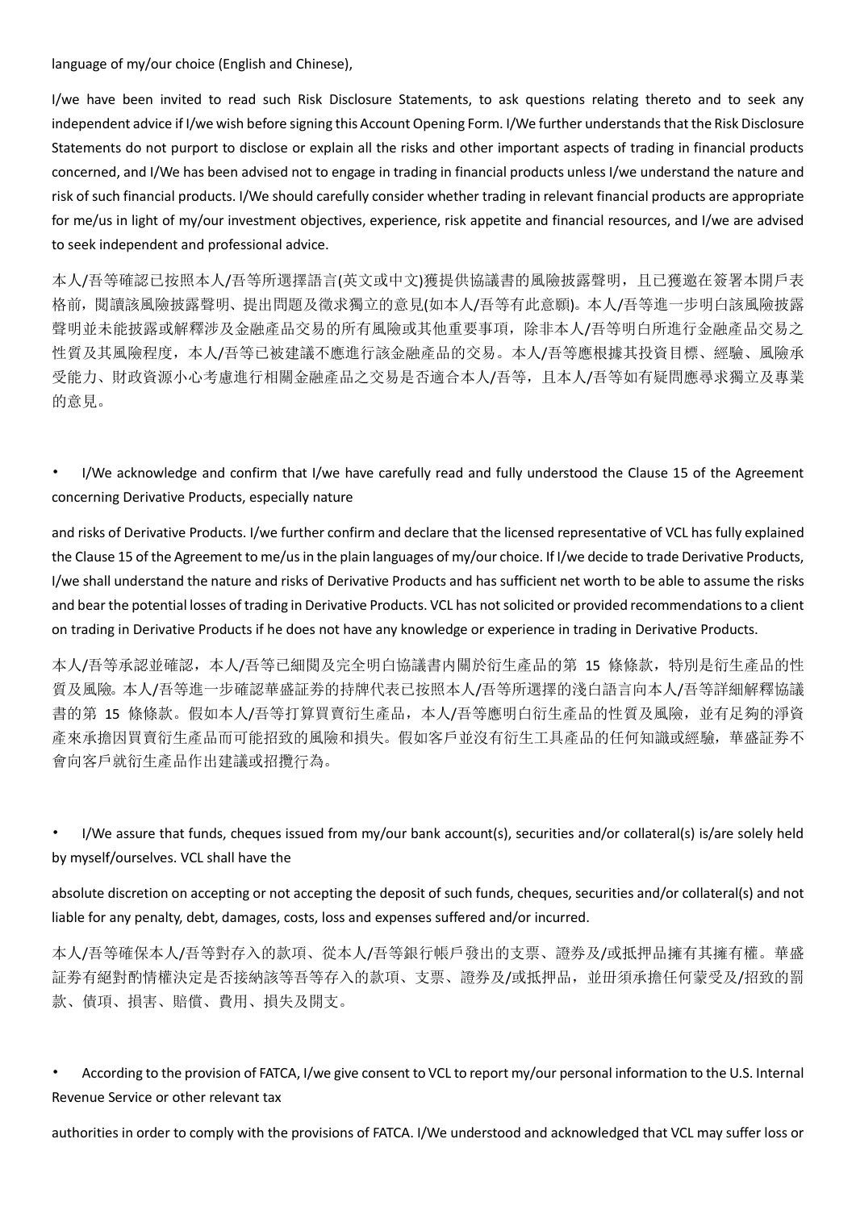language of my/our choice (English and Chinese),

I/we have been invited to read such Risk Disclosure Statements, to ask questions relating thereto and to seek any independent advice if I/we wish before signing this Account Opening Form. I/We further understands that the Risk Disclosure Statements do not purport to disclose or explain all the risks and other important aspects of trading in financial products concerned, and I/We has been advised not to engage in trading in financial products unless I/we understand the nature and risk of such financial products. I/We should carefully consider whether trading in relevant financial products are appropriate for me/us in light of my/our investment objectives, experience, risk appetite and financial resources, and I/we are advised to seek independent and professional advice.

本人/吾等確認已按照本人/吾等所選擇語言(英文或中文)獲提供協議書的風險披露聲明，且已獲邀在簽署本開戶表格前，閱讀該風險披露聲明、提出問題及徵求獨立的意見(如本人/吾等有此意願)。本人/吾等進一步明白該風險披露聲明並未能披露或解釋涉及金融產品交易的所有風險或其他重要事項，除非本人/吾等明白所進行金融產品交易之性質及其風險程度，本人/吾等已被建議不應進行該金融產品的交易。本人/吾等應根據其投資目標、經驗、風險承受能力、財政資源小心考慮進行相關金融產品之交易是否適合本人/吾等，且本人/吾等如有疑問應尋求獨立及專業的意見。

- I/We acknowledge and confirm that I/we have carefully read and fully understood the Clause 15 of the Agreement concerning Derivative Products, especially nature

and risks of Derivative Products. I/we further confirm and declare that the licensed representative of VCL has fully explained the Clause 15 of the Agreement to me/us in the plain languages of my/our choice. If I/we decide to trade Derivative Products, I/we shall understand the nature and risks of Derivative Products and has sufficient net worth to be able to assume the risks and bear the potential losses of trading in Derivative Products. VCL has not solicited or provided recommendations to a client on trading in Derivative Products if he does not have any knowledge or experience in trading in Derivative Products.

本人/吾等承認並確認，本人/吾等已細閱及完全明白協議書內關於衍生產品的第 15 條條款，特別是衍生產品的性質及風險。本人/吾等進一步確認華盛証券的持牌代表已按照本人/吾等所選擇的淺白語言向本人/吾等詳細解釋協議書的第 15 條條款。假如本人/吾等打算買賣衍生產品，本人/吾等應明白衍生產品的性質及風險，並有足夠的淨資產來承擔因買賣衍生產品而可能招致的風險和損失。假如客戶並沒有衍生工具產品的任何知識或經驗，華盛証券不會向客戶就衍生產品作出建議或招攬行為。

- I/We assure that funds, cheques issued from my/our bank account(s), securities and/or collateral(s) is/are solely held by myself/ourselves. VCL shall have the

absolute discretion on accepting or not accepting the deposit of such funds, cheques, securities and/or collateral(s) and not liable for any penalty, debt, damages, costs, loss and expenses suffered and/or incurred.

本人/吾等確保本人/吾等對存入的款項、從本人/吾等銀行帳戶發出的支票、證券及/或抵押品擁有其擁有權。華盛証券有絕對酌情權決定是否接納該等吾等存入的款項、支票、證券及/或抵押品，並毋須承擔任何蒙受及/招致的罰款、債項、損害、賠償、費用、損失及開支。

- According to the provision of FATCA, I/we give consent to VCL to report my/our personal information to the U.S. Internal Revenue Service or other relevant tax

authorities in order to comply with the provisions of FATCA. I/We understood and acknowledged that VCL may suffer loss or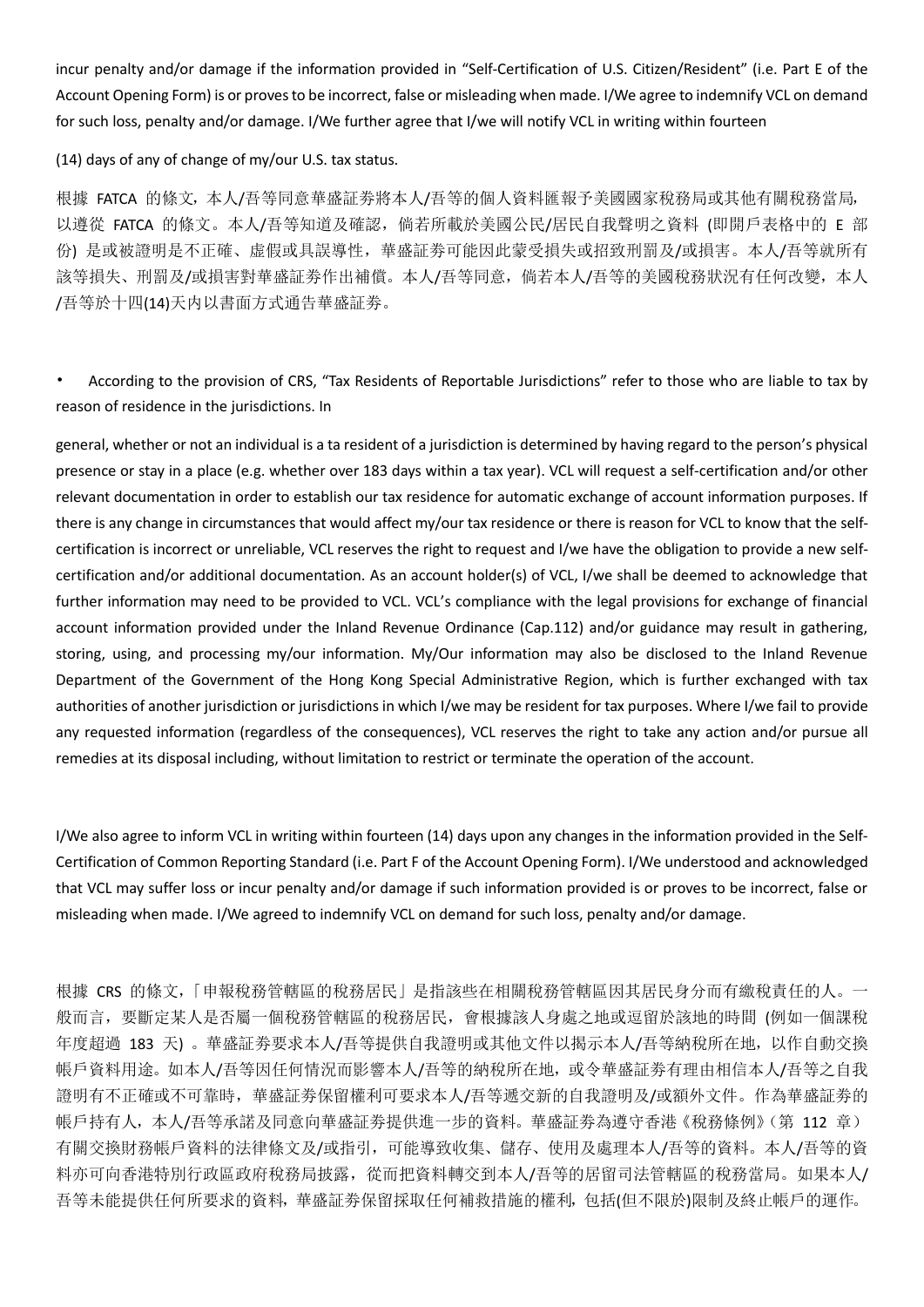incur penalty and/or damage if the information provided in "Self-Certification of U.S. Citizen/Resident" (i.e. Part E of the Account Opening Form) is or proves to be incorrect, false or misleading when made. I/We agree to indemnify VCL on demand for such loss, penalty and/or damage. I/We further agree that I/we will notify VCL in writing within fourteen

(14) days of any of change of my/our U.S. tax status.

根據 FATCA 的條文，本人/吾等同意華盛証券將本人/吾等的個人資料匯報予美國國家稅務局或其他有關稅務當局，以遵從 FATCA 的條文。本人/吾等知道及確認，倘若所載於美國公民/居民自我聲明之資料 (即開戶表格中的 E 部份) 是或被證明是不正確、虛假或具誤導性，華盛証券可能因此蒙受損失或招致刑罰及/或損害。本人/吾等就所有該等損失、刑罰及/或損害對華盛証券作出補償。本人/吾等同意，倘若本人/吾等的美國稅務狀況有任何改變，本人/吾等於十四(14)天內以書面方式通告華盛証券。

- According to the provision of CRS, "Tax Residents of Reportable Jurisdictions" refer to those who are liable to tax by reason of residence in the jurisdictions. In

general, whether or not an individual is a ta resident of a jurisdiction is determined by having regard to the person's physical presence or stay in a place (e.g. whether over 183 days within a tax year). VCL will request a self-certification and/or other relevant documentation in order to establish our tax residence for automatic exchange of account information purposes. If there is any change in circumstances that would affect my/our tax residence or there is reason for VCL to know that the self-certification is incorrect or unreliable, VCL reserves the right to request and I/we have the obligation to provide a new self-certification and/or additional documentation. As an account holder(s) of VCL, I/we shall be deemed to acknowledge that further information may need to be provided to VCL. VCL's compliance with the legal provisions for exchange of financial account information provided under the Inland Revenue Ordinance (Cap.112) and/or guidance may result in gathering, storing, using, and processing my/our information. My/Our information may also be disclosed to the Inland Revenue Department of the Government of the Hong Kong Special Administrative Region, which is further exchanged with tax authorities of another jurisdiction or jurisdictions in which I/we may be resident for tax purposes. Where I/we fail to provide any requested information (regardless of the consequences), VCL reserves the right to take any action and/or pursue all remedies at its disposal including, without limitation to restrict or terminate the operation of the account.

I/We also agree to inform VCL in writing within fourteen (14) days upon any changes in the information provided in the Self-Certification of Common Reporting Standard (i.e. Part F of the Account Opening Form). I/We understood and acknowledged that VCL may suffer loss or incur penalty and/or damage if such information provided is or proves to be incorrect, false or misleading when made. I/We agreed to indemnify VCL on demand for such loss, penalty and/or damage.

根據 CRS 的條文，「申報稅務管轄區的稅務居民」是指該些在相關稅務管轄區因其居民身分而有繳稅責任的人。一般而言，要斷定某人是否屬一個稅務管轄區的稅務居民，會根據該人身處之地或逗留於該地的時間 (例如一個課稅年度超過 183 天) 。華盛証券要求本人/吾等提供自我證明或其他文件以揭示本人/吾等納稅所在地，以作自動交換帳戶資料用途。如本人/吾等因任何情況而影響本人/吾等的納稅所在地，或令華盛証券有理由相信本人/吾等之自我證明有不正確或不可靠時，華盛証券保留權利可要求本人/吾等遞交新的自我證明及/或額外文件。作為華盛証券的帳戶持有人，本人/吾等承諾及同意向華盛証券提供進一步的資料。華盛証券為遵守香港《稅務條例》(第 112 章）有關交換財務帳戶資料的法律條文及/或指引，可能導致收集、儲存、使用及處理本人/吾等的資料。本人/吾等的資料亦可向香港特別行政區政府稅務局披露，從而把資料轉交到本人/吾等的居留司法管轄區的稅務當局。如果本人/吾等未能提供任何所要求的資料，華盛証券保留採取任何補救措施的權利，包括(但不限於)限制及終止帳戶的運作。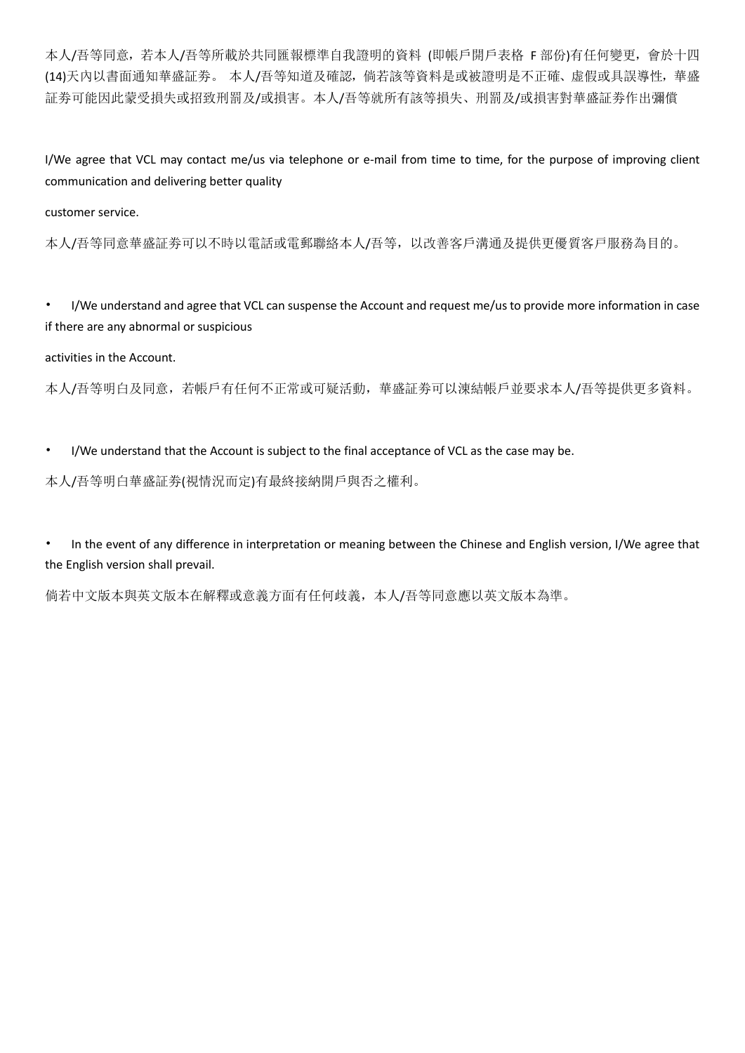本人/吾等同意，若本人/吾等所載於共同匯報標準自我證明的資料 (即帳戶開戶表格 F 部份)有任何變更，會於十四(14)天內以書面通知華盛証券。 本人/吾等知道及確認，倘若該等資料是或被證明是不正確、虛假或具誤導性，華盛証券可能因此蒙受損失或招致刑罰及/或損害。本人/吾等就所有該等損失、刑罰及/或損害對華盛証券作出彌償

I/We agree that VCL may contact me/us via telephone or e-mail from time to time, for the purpose of improving client communication and delivering better quality customer service.

本人/吾等同意華盛証券可以不時以電話或電郵聯絡本人/吾等，以改善客戶溝通及提供更優質客戶服務為目的。

- I/We understand and agree that VCL can suspense the Account and request me/us to provide more information in case if there are any abnormal or suspicious activities in the Account.

本人/吾等明白及同意，若帳戶有任何不正常或可疑活動，華盛証券可以凍結帳戶並要求本人/吾等提供更多資料。

- I/We understand that the Account is subject to the final acceptance of VCL as the case may be.

本人/吾等明白華盛証券(視情況而定)有最終接納開戶與否之權利。

- In the event of any difference in interpretation or meaning between the Chinese and English version, I/We agree that the English version shall prevail.

倘若中文版本與英文版本在解釋或意義方面有任何歧義，本人/吾等同意應以英文版本為準。